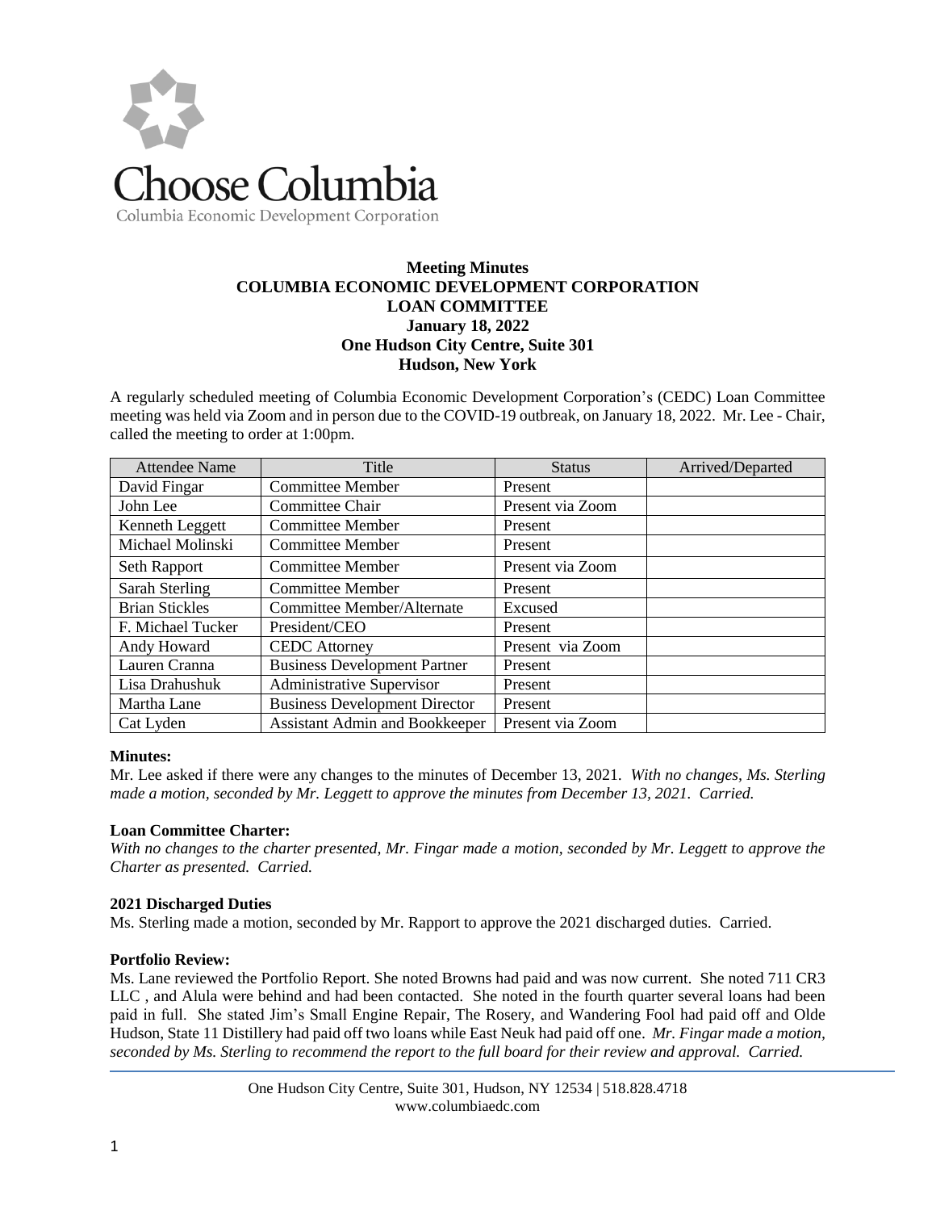Choose Columbia

Columbia Economic Development Corporation

**Meeting Minutes**
**COLUMBIA ECONOMIC DEVELOPMENT CORPORATION**
**LOAN COMMITTEE**
**January 18, 2022**
**One Hudson City Centre, Suite 301**
**Hudson, New York**

A regularly scheduled meeting of Columbia Economic Development Corporation's (CEDC) Loan Committee meeting was held via Zoom and in person due to the COVID-19 outbreak, on January 18, 2022. Mr. Lee - Chair, called the meeting to order at 1:00pm.

| Attendee Name | Title | Status | Arrived/Departed |
|---|---|---|---|
| David Fingar | Committee Member | Present | |
| John Lee | Committee Chair | Present via Zoom | |
| Kenneth Leggett | Committee Member | Present | |
| Michael Molinski | Committee Member | Present | |
| Seth Rapport | Committee Member | Present via Zoom | |
| Sarah Sterling | Committee Member | Present | |
| Brian Stickles | Committee Member/Alternate | Excused | |
| F. Michael Tucker | President/CEO | Present | |
| Andy Howard | CEDC Attorney | Present via Zoom | |
| Lauren Cranna | Business Development Partner | Present | |
| Lisa Drahushuk | Administrative Supervisor | Present | |
| Martha Lane | Business Development Director | Present | |
| Cat Lyden | Assistant Admin and Bookkeeper | Present via Zoom | |

**Minutes:**

Mr. Lee asked if there were any changes to the minutes of December 13, 2021. *With no changes, Ms. Sterling made a motion, seconded by Mr. Leggett to approve the minutes from December 13, 2021. Carried.*

**Loan Committee Charter:**

*With no changes to the charter presented, Mr. Fingar made a motion, seconded by Mr. Leggett to approve the Charter as presented. Carried.*

**2021 Discharged Duties**

Ms. Sterling made a motion, seconded by Mr. Rapport to approve the 2021 discharged duties. Carried.

**Portfolio Review:**

Ms. Lane reviewed the Portfolio Report. She noted Browns had paid and was now current. She noted 711 CR3 LLC , and Alula were behind and had been contacted. She noted in the fourth quarter several loans had been paid in full. She stated Jim's Small Engine Repair, The Rosery, and Wandering Fool had paid off and Olde Hudson, State 11 Distillery had paid off two loans while East Neuk had paid off one. *Mr. Fingar made a motion, seconded by Ms. Sterling to recommend the report to the full board for their review and approval. Carried.*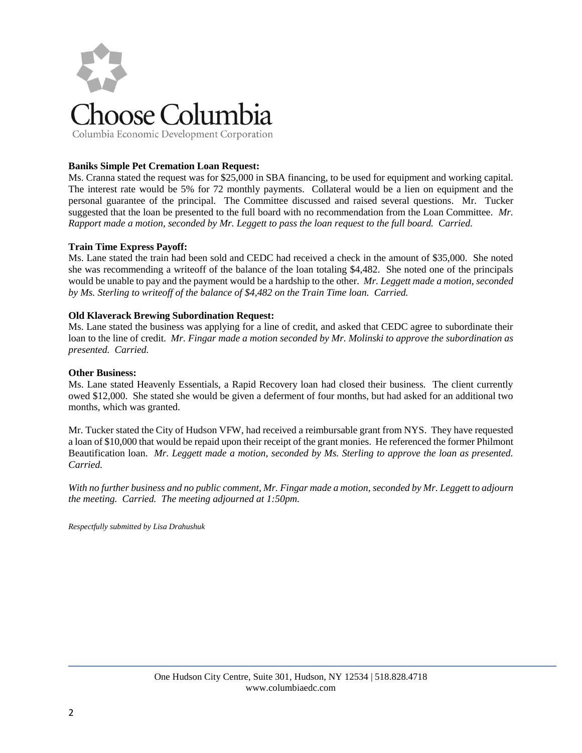Choose Columbia

Columbia Economic Development Corporation

**Baniks Simple Pet Cremation Loan Request:**

Ms. Cranna stated the request was for $25,000 in SBA financing, to be used for equipment and working capital. The interest rate would be 5% for 72 monthly payments. Collateral would be a lien on equipment and the personal guarantee of the principal. The Committee discussed and raised several questions. Mr. Tucker suggested that the loan be presented to the full board with no recommendation from the Loan Committee. *Mr. Rapport made a motion, seconded by Mr. Leggett to pass the loan request to the full board. Carried.*

**Train Time Express Payoff:**

Ms. Lane stated the train had been sold and CEDC had received a check in the amount of $35,000. She noted she was recommending a writeoff of the balance of the loan totaling $4,482. She noted one of the principals would be unable to pay and the payment would be a hardship to the other. *Mr. Leggett made a motion, seconded by Ms. Sterling to writeoff of the balance of $4,482 on the Train Time loan. Carried.*

**Old Klaverack Brewing Subordination Request:**

Ms. Lane stated the business was applying for a line of credit, and asked that CEDC agree to subordinate their loan to the line of credit. *Mr. Fingar made a motion seconded by Mr. Molinski to approve the subordination as presented. Carried.*

**Other Business:**

Ms. Lane stated Heavenly Essentials, a Rapid Recovery loan had closed their business. The client currently owed $12,000. She stated she would be given a deferment of four months, but had asked for an additional two months, which was granted.

Mr. Tucker stated the City of Hudson VFW, had received a reimbursable grant from NYS. They have requested a loan of $10,000 that would be repaid upon their receipt of the grant monies. He referenced the former Philmont Beautification loan. *Mr. Leggett made a motion, seconded by Ms. Sterling to approve the loan as presented. Carried.*

*With no further business and no public comment, Mr. Fingar made a motion, seconded by Mr. Leggett to adjourn the meeting. Carried. The meeting adjourned at 1:50pm.*

*Respectfully submitted by Lisa Drahushuk*

One Hudson City Centre, Suite 301, Hudson, NY 12534 | 518.828.4718
www.columbiaedc.com